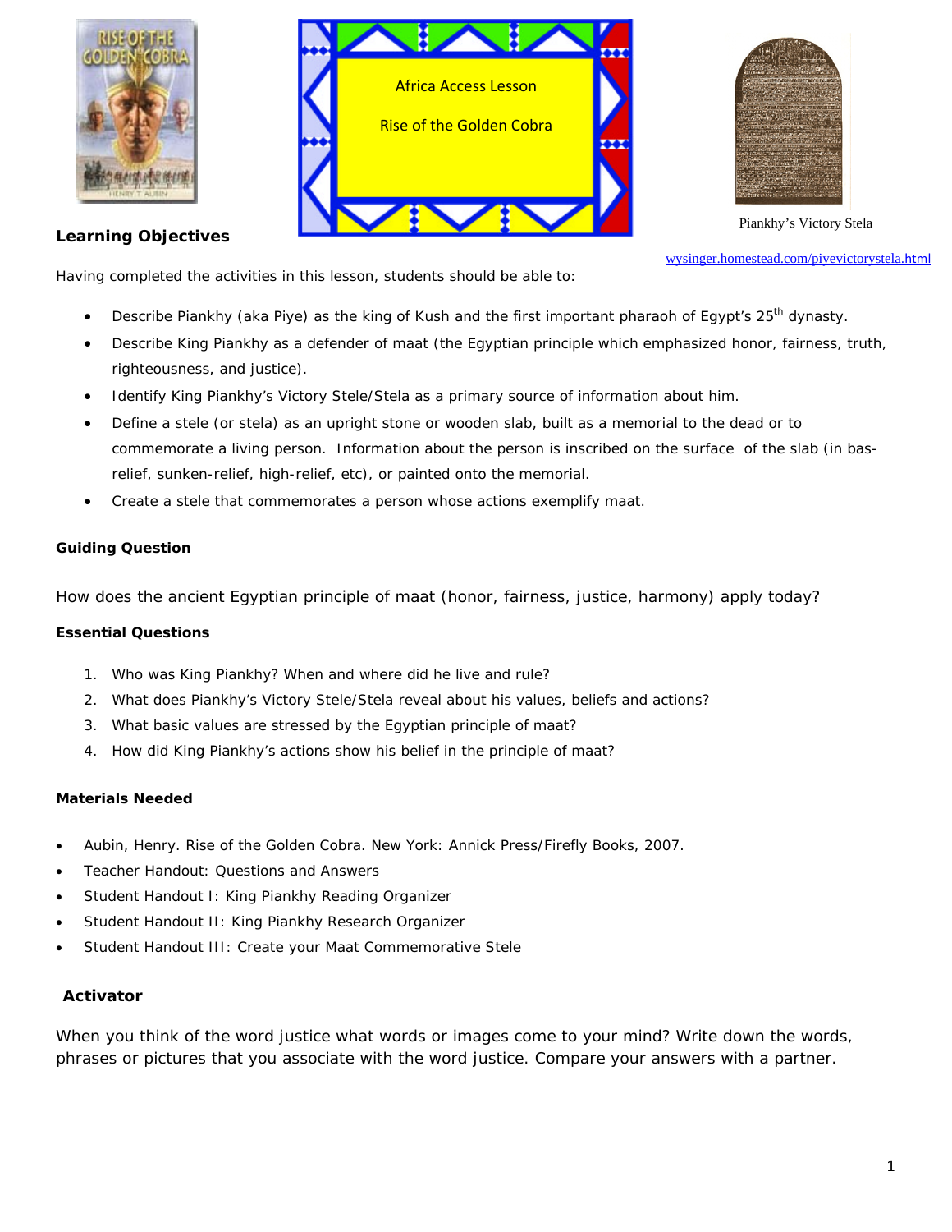Africa Access Lesson

Rise of the Golden Cobra

Piankhy's Victory Stela

wysinger.homestead.com/piyevictorystela.html

### Learning Objectives

Having completed the activities in this lesson, students should be able to:

- Describe Piankhy (aka Piye) as the king of Kush and the first important pharaoh of Egypt's 25th dynasty.
- Describe King Piankhy as a defender of maat (the Egyptian principle which emphasized honor, fairness, truth, righteousness, and justice).
- Identify King Piankhy's Victory Stele/Stela as a primary source of information about him.
- Define a stele (or stela) as an upright stone or wooden slab, built as a memorial to the dead or to commemorate a living person. Information about the person is inscribed on the surface of the slab (in bas-relief, sunken-relief, high-relief, etc), or painted onto the memorial.
- Create a stele that commemorates a person whose actions exemplify maat.

### Guiding Question

How does the ancient Egyptian principle of maat (honor, fairness, justice, harmony) apply today?

### Essential Questions

1. Who was King Piankhy? When and where did he live and rule?
2. What does Piankhy's Victory Stele/Stela reveal about his values, beliefs and actions?
3. What basic values are stressed by the Egyptian principle of maat?
4. How did King Piankhy's actions show his belief in the principle of maat?

### Materials Needed

- Aubin, Henry. Rise of the Golden Cobra. New York: Annick Press/Firefly Books, 2007.
- Teacher Handout: Questions and Answers
- Student Handout I: King Piankhy Reading Organizer
- Student Handout II: King Piankhy Research Organizer
- Student Handout III: Create your Maat Commemorative Stele

### Activator

When you think of the word justice what words or images come to your mind? Write down the words, phrases or pictures that you associate with the word justice. Compare your answers with a partner.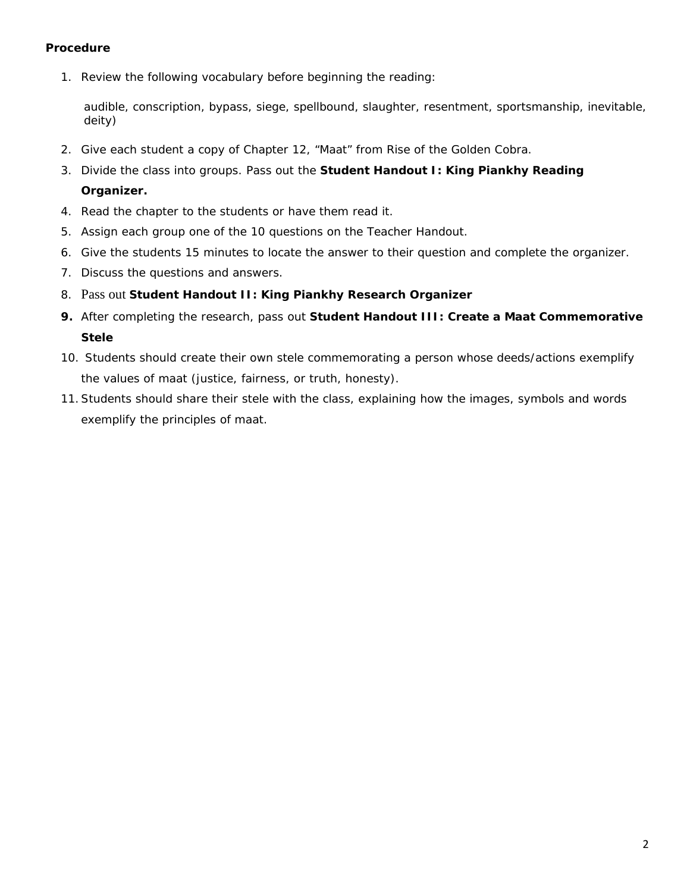**Procedure**

1. Review the following vocabulary before beginning the reading:

   audible, conscription, bypass, siege, spellbound, slaughter, resentment, sportsmanship, inevitable, deity)

2. Give each student a copy of Chapter 12, "Maat" from Rise of the Golden Cobra.
3. Divide the class into groups. Pass out the **Student Handout I: King Piankhy Reading Organizer.**
4. Read the chapter to the students or have them read it.
5. Assign each group one of the 10 questions on the Teacher Handout.
6. Give the students 15 minutes to locate the answer to their question and complete the organizer.
7. Discuss the questions and answers.
8. Pass out **Student Handout II: King Piankhy Research Organizer**
9. After completing the research, pass out **Student Handout III: Create a Maat Commemorative Stele**
10. Students should create their own stele commemorating a person whose deeds/actions exemplify the values of maat (justice, fairness, or truth, honesty).
11. Students should share their stele with the class, explaining how the images, symbols and words exemplify the principles of maat.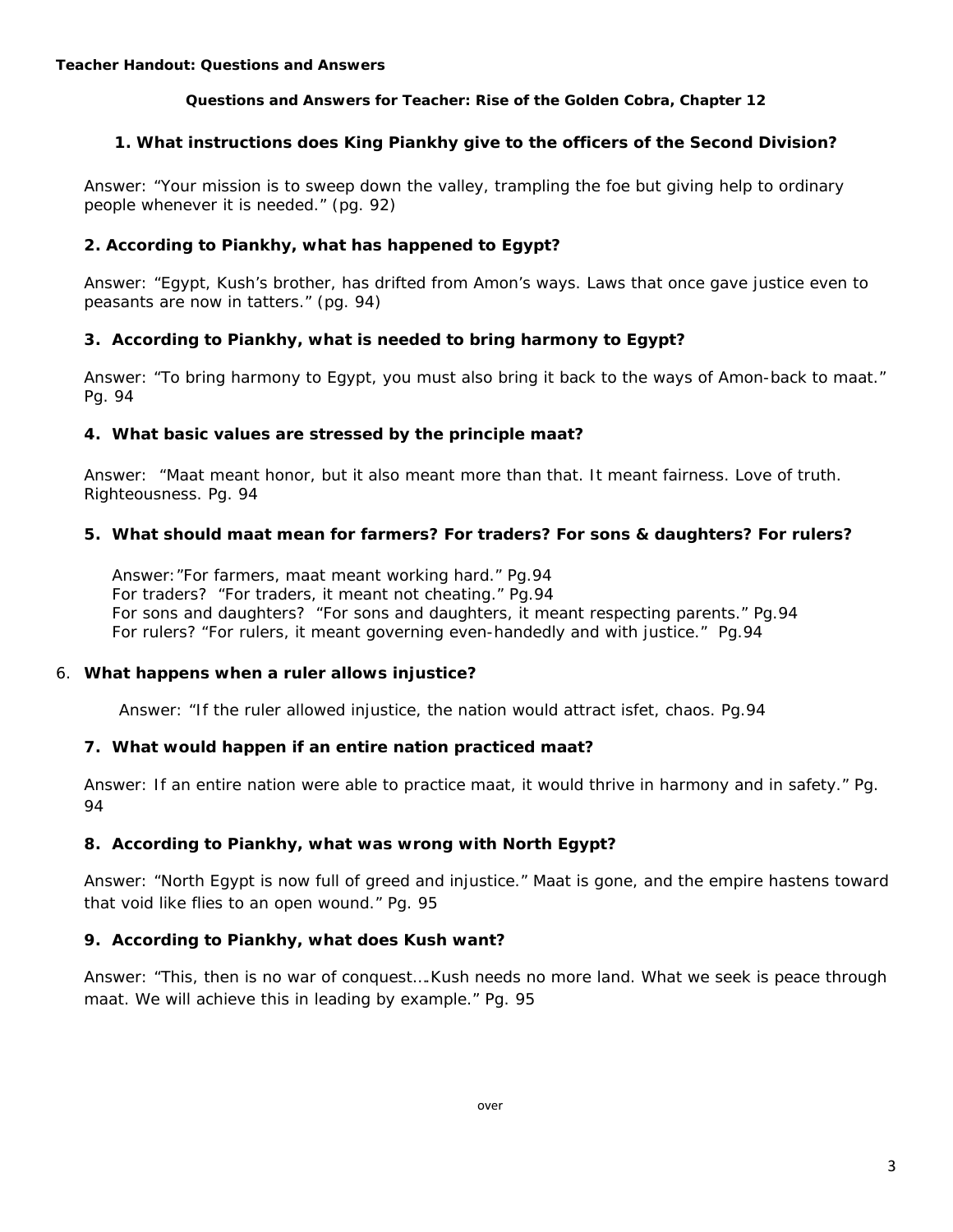**Teacher Handout: Questions and Answers**

**Questions and Answers for Teacher: Rise of the Golden Cobra, Chapter 12**

**1. What instructions does King Piankhy give to the officers of the Second Division?**

Answer: "Your mission is to sweep down the valley, trampling the foe but giving help to ordinary people whenever it is needed." (pg. 92)

**2. According to Piankhy, what has happened to Egypt?**

Answer: "Egypt, Kush's brother, has drifted from Amon's ways. Laws that once gave justice even to peasants are now in tatters." (pg. 94)

**3. According to Piankhy, what is needed to bring harmony to Egypt?**

Answer: "To bring harmony to Egypt, you must also bring it back to the ways of Amon-back to maat." Pg. 94

**4. What basic values are stressed by the principle maat?**

Answer: "Maat meant honor, but it also meant more than that. It meant fairness. Love of truth. Righteousness. Pg. 94

**5. What should maat mean for farmers? For traders? For sons & daughters? For rulers?**

Answer:"For farmers, maat meant working hard." Pg.94
For traders? "For traders, it meant not cheating." Pg.94
For sons and daughters? "For sons and daughters, it meant respecting parents." Pg.94
For rulers? "For rulers, it meant governing even-handedly and with justice." Pg.94

6. **What happens when a ruler allows injustice?**

Answer: "If the ruler allowed injustice, the nation would attract isfet, chaos. Pg.94

**7. What would happen if an entire nation practiced maat?**

Answer: If an entire nation were able to practice maat, it would thrive in harmony and in safety." Pg. 94

**8. According to Piankhy, what was wrong with North Egypt?**

Answer: "North Egypt is now full of greed and injustice." Maat is gone, and the empire hastens toward that void like flies to an open wound." Pg. 95

**9. According to Piankhy, what does Kush want?**

Answer: "This, then is no war of conquest….Kush needs no more land. What we seek is peace through maat. We will achieve this in leading by example." Pg. 95

over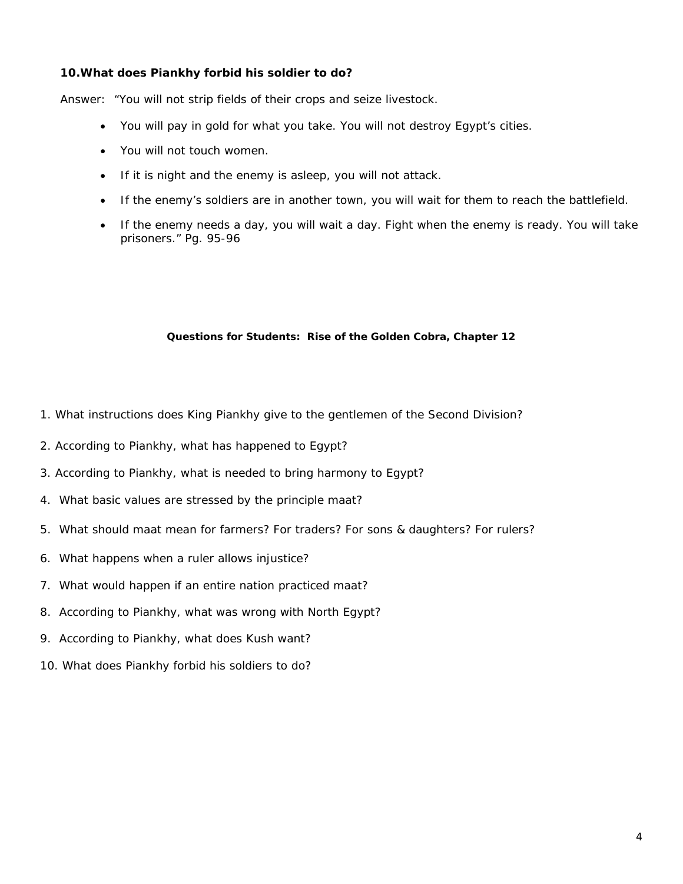**10.What does Piankhy forbid his soldier to do?**

Answer: "You will not strip fields of their crops and seize livestock.

- You will pay in gold for what you take. You will not destroy Egypt's cities.
- You will not touch women.
- If it is night and the enemy is asleep, you will not attack.
- If the enemy's soldiers are in another town, you will wait for them to reach the battlefield.
- If the enemy needs a day, you will wait a day. Fight when the enemy is ready. You will take prisoners." Pg. 95-96

**Questions for Students: Rise of the Golden Cobra, Chapter 12**

1. What instructions does King Piankhy give to the gentlemen of the Second Division?
2. According to Piankhy, what has happened to Egypt?
3. According to Piankhy, what is needed to bring harmony to Egypt?
4. What basic values are stressed by the principle maat?
5. What should maat mean for farmers? For traders? For sons & daughters? For rulers?
6. What happens when a ruler allows injustice?
7. What would happen if an entire nation practiced maat?
8. According to Piankhy, what was wrong with North Egypt?
9. According to Piankhy, what does Kush want?
10. What does Piankhy forbid his soldiers to do?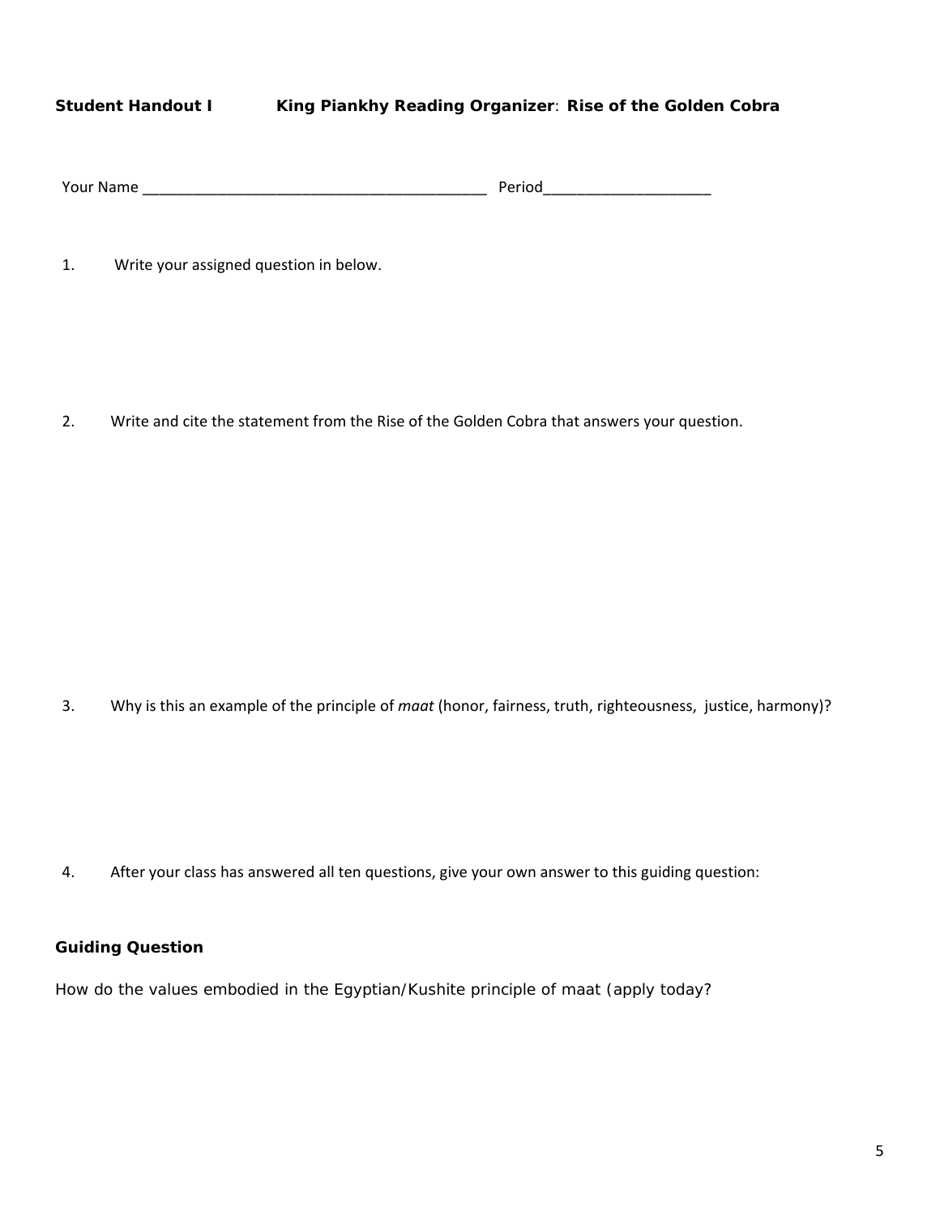**Student Handout I** **King Piankhy Reading Organizer**: **Rise of the Golden Cobra**

Your Name ________________________________________ Period____________________

1. Write your assigned question in below.

2. Write and cite the statement from the Rise of the Golden Cobra that answers your question.

3. Why is this an example of the principle of *maat* (honor, fairness, truth, righteousness, justice, harmony)?

4. After your class has answered all ten questions, give your own answer to this guiding question:

**Guiding Question**

How do the values embodied in the Egyptian/Kushite principle of maat (apply today?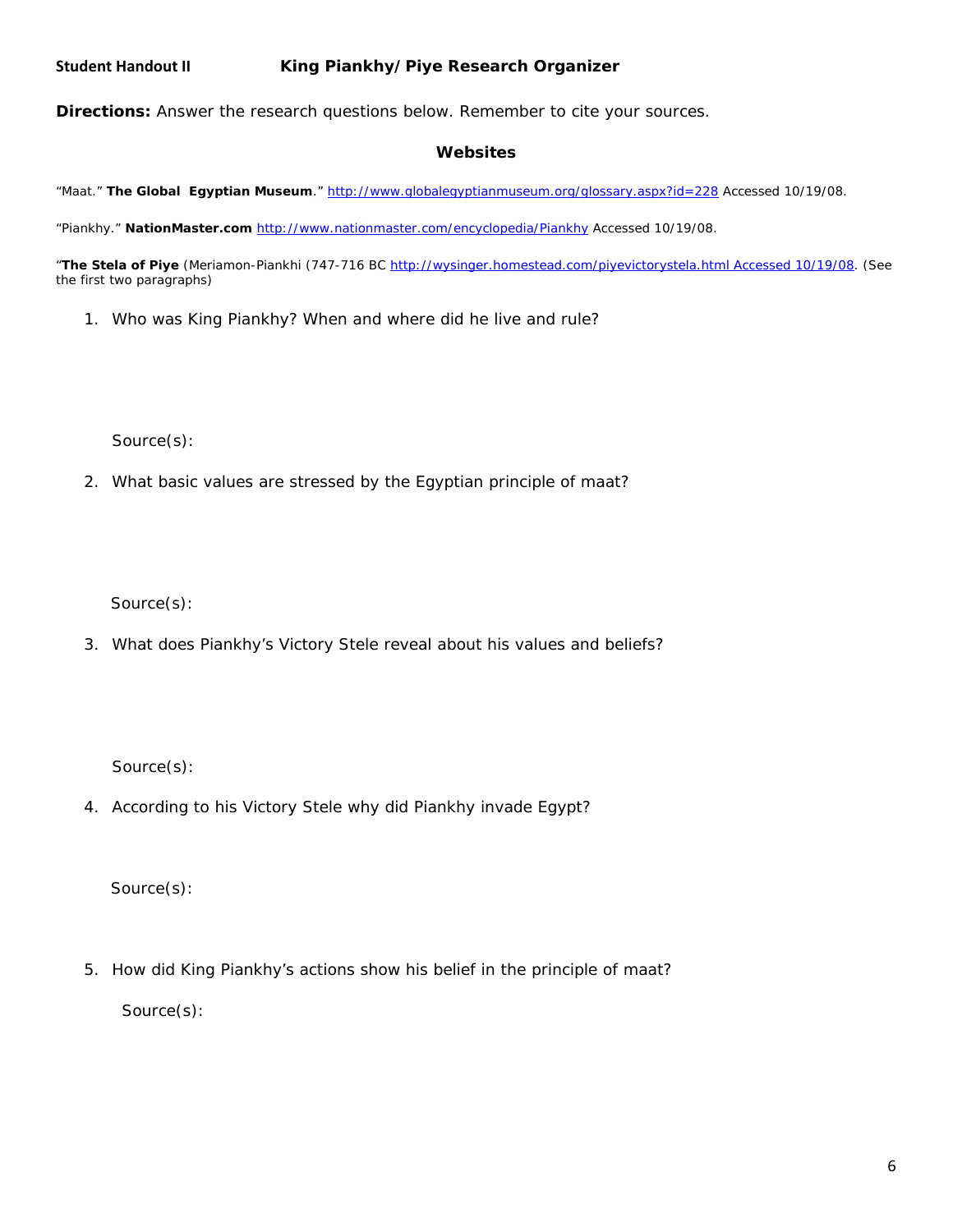**Student Handout II** **King Piankhy/Piye Research Organizer**

**Directions:** Answer the research questions below. Remember to cite your sources.

**Websites**

"Maat." **The Global Egyptian Museum**." http://www.globalegyptianmuseum.org/glossary.aspx?id=228 Accessed 10/19/08.

"Piankhy." **NationMaster.com** http://www.nationmaster.com/encyclopedia/Piankhy Accessed 10/19/08.

"**The Stela of Piye** (Meriamon-Piankhi (747-716 BC http://wysinger.homestead.com/piyevictorystela.html Accessed 10/19/08. (See the first two paragraphs)

1. Who was King Piankhy? When and where did he live and rule?

   Source(s):

2. What basic values are stressed by the Egyptian principle of maat?

   Source(s):

3. What does Piankhy's Victory Stele reveal about his values and beliefs?

   Source(s):

4. According to his Victory Stele why did Piankhy invade Egypt?

   Source(s):

5. How did King Piankhy's actions show his belief in the principle of maat?

   Source(s):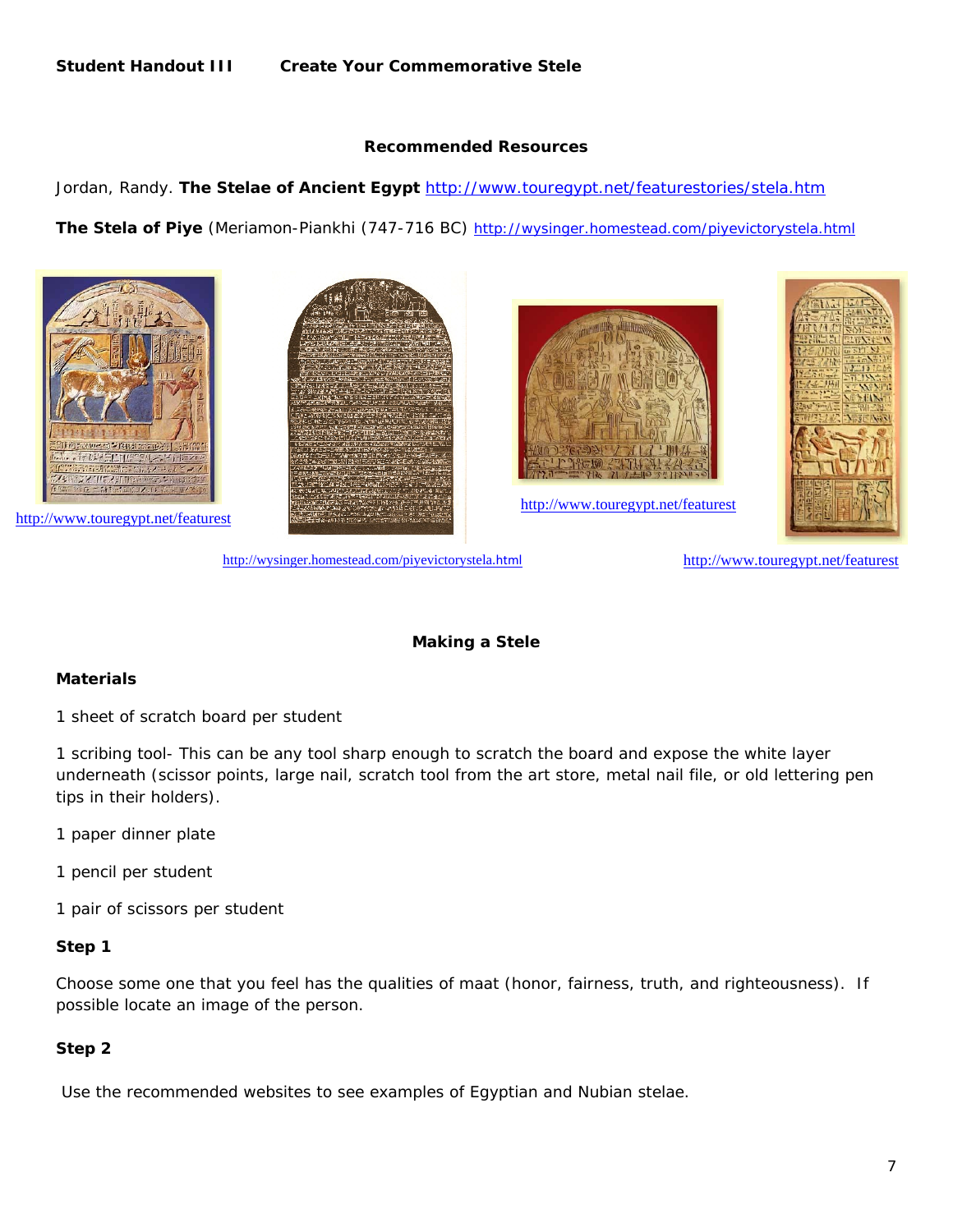**Student Handout III** **Create Your Commemorative Stele**

## Recommended Resources

Jordan, Randy. **The Stelae of Ancient Egypt** http://www.touregypt.net/featurestories/stela.htm

**The Stela of Piye** (Meriamon-Piankhi (747-716 BC) http://wysinger.homestead.com/piyevictorystela.html

http://www.touregypt.net/featurest

http://wysinger.homestead.com/piyevictorystela.html

http://www.touregypt.net/featurest

http://www.touregypt.net/featurest

## Making a Stele

### Materials

1 sheet of scratch board per student

1 scribing tool- This can be any tool sharp enough to scratch the board and expose the white layer underneath (scissor points, large nail, scratch tool from the art store, metal nail file, or old lettering pen tips in their holders).

1 paper dinner plate

1 pencil per student

1 pair of scissors per student

### Step 1

Choose some one that you feel has the qualities of maat (honor, fairness, truth, and righteousness). If possible locate an image of the person.

### Step 2

Use the recommended websites to see examples of Egyptian and Nubian stelae.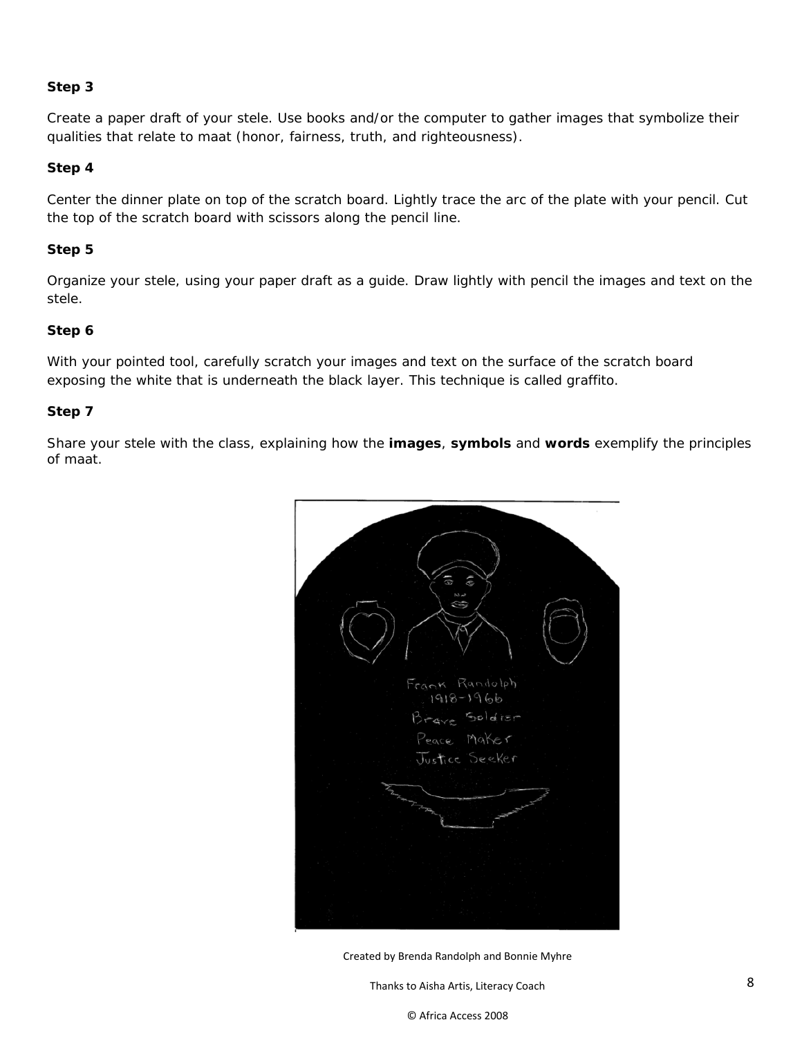**Step 3**

Create a paper draft of your stele. Use books and/or the computer to gather images that symbolize their qualities that relate to maat (honor, fairness, truth, and righteousness).

**Step 4**

Center the dinner plate on top of the scratch board. Lightly trace the arc of the plate with your pencil. Cut the top of the scratch board with scissors along the pencil line.

**Step 5**

Organize your stele, using your paper draft as a guide. Draw lightly with pencil the images and text on the stele.

**Step 6**

With your pointed tool, carefully scratch your images and text on the surface of the scratch board exposing the white that is underneath the black layer. This technique is called graffito.

**Step 7**

Share your stele with the class, explaining how the **images**, **symbols** and **words** exemplify the principles of maat.

Frank Randolph
1918–1966
Brave Soldier
Peace Maker
Justice Seeker

Created by Brenda Randolph and Bonnie Myhre

Thanks to Aisha Artis, Literacy Coach

© Africa Access 2008